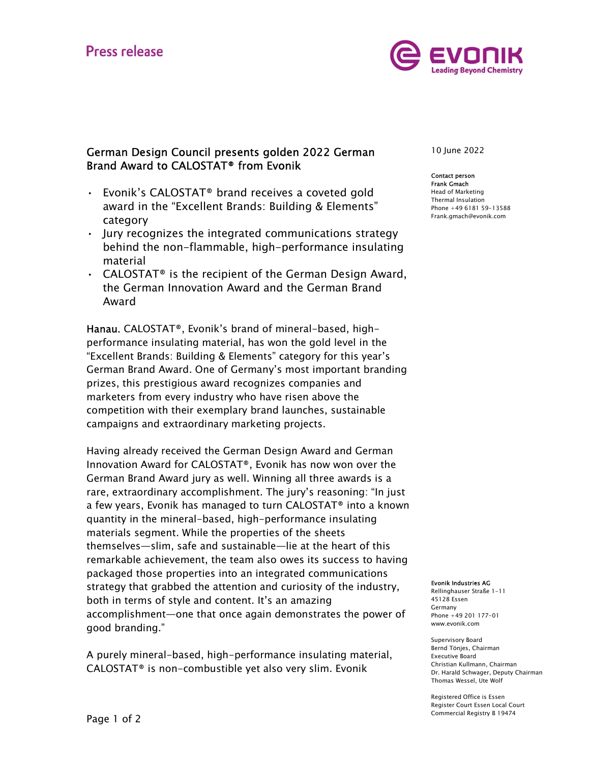Press release

# German Design Council presents golden 2022 German Brand Award to CALOSTAT® from Evonik

10 June 2022

**Contact person**
**Frank Gmach**
Head of Marketing
Thermal Insulation
Phone +49 6181 59-13588
Frank.gmach@evonik.com

- Evonik's CALOSTAT® brand receives a coveted gold award in the "Excellent Brands: Building & Elements" category
- Jury recognizes the integrated communications strategy behind the non-flammable, high-performance insulating material
- CALOSTAT® is the recipient of the German Design Award, the German Innovation Award and the German Brand Award

**Hanau.** CALOSTAT®, Evonik's brand of mineral-based, high-performance insulating material, has won the gold level in the "Excellent Brands: Building & Elements" category for this year's German Brand Award. One of Germany's most important branding prizes, this prestigious award recognizes companies and marketers from every industry who have risen above the competition with their exemplary brand launches, sustainable campaigns and extraordinary marketing projects.

Having already received the German Design Award and German Innovation Award for CALOSTAT®, Evonik has now won over the German Brand Award jury as well. Winning all three awards is a rare, extraordinary accomplishment. The jury's reasoning: "In just a few years, Evonik has managed to turn CALOSTAT® into a known quantity in the mineral-based, high-performance insulating materials segment. While the properties of the sheets themselves—slim, safe and sustainable—lie at the heart of this remarkable achievement, the team also owes its success to having packaged those properties into an integrated communications strategy that grabbed the attention and curiosity of the industry, both in terms of style and content. It's an amazing accomplishment—one that once again demonstrates the power of good branding."

A purely mineral-based, high-performance insulating material, CALOSTAT® is non-combustible yet also very slim. Evonik

**Evonik Industries AG**
Rellinghauser Straße 1-11
45128 Essen
Germany
Phone +49 201 177-01
www.evonik.com

Supervisory Board
Bernd Tönjes, Chairman
Executive Board
Christian Kullmann, Chairman
Dr. Harald Schwager, Deputy Chairman
Thomas Wessel, Ute Wolf

Registered Office is Essen
Register Court Essen Local Court
Commercial Registry B 19474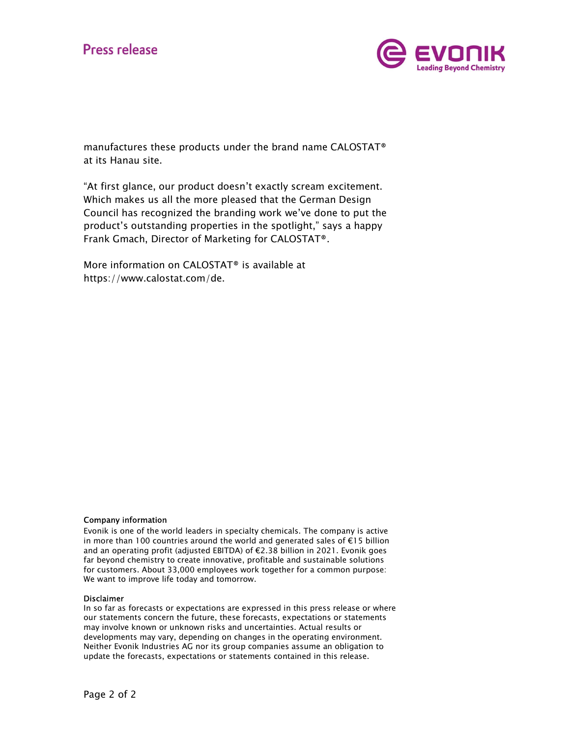manufactures these products under the brand name CALOSTAT® at its Hanau site.

"At first glance, our product doesn't exactly scream excitement. Which makes us all the more pleased that the German Design Council has recognized the branding work we've done to put the product's outstanding properties in the spotlight," says a happy Frank Gmach, Director of Marketing for CALOSTAT®.

More information on CALOSTAT® is available at https://www.calostat.com/de.

**Company information**

Evonik is one of the world leaders in specialty chemicals. The company is active in more than 100 countries around the world and generated sales of €15 billion and an operating profit (adjusted EBITDA) of €2.38 billion in 2021. Evonik goes far beyond chemistry to create innovative, profitable and sustainable solutions for customers. About 33,000 employees work together for a common purpose: We want to improve life today and tomorrow.

**Disclaimer**

In so far as forecasts or expectations are expressed in this press release or where our statements concern the future, these forecasts, expectations or statements may involve known or unknown risks and uncertainties. Actual results or developments may vary, depending on changes in the operating environment. Neither Evonik Industries AG nor its group companies assume an obligation to update the forecasts, expectations or statements contained in this release.